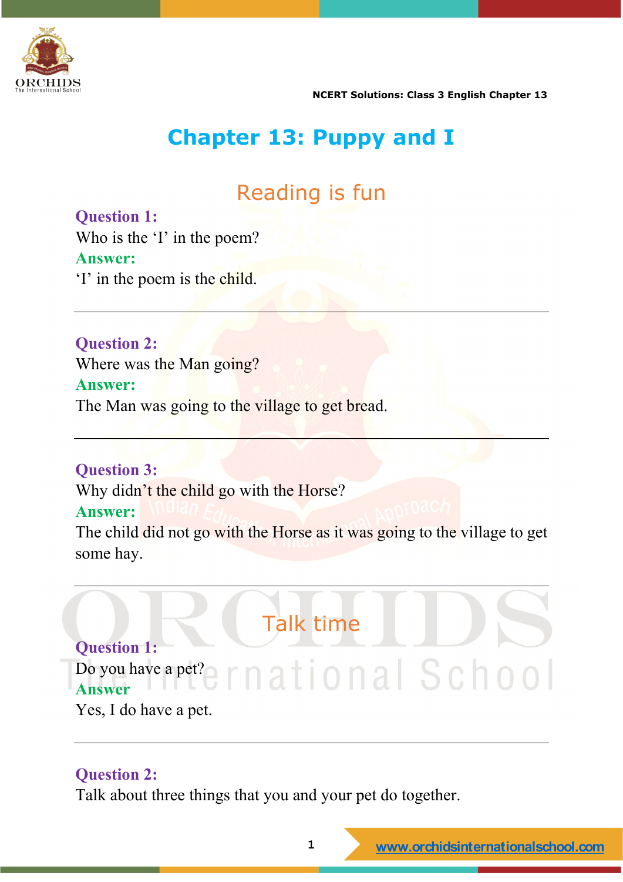# Chapter 13: Puppy and I

## Reading is fun

**Question 1:**
Who is the 'I' in the poem?
**Answer:**
'I' in the poem is the child.

---

**Question 2:**
Where was the Man going?
**Answer:**
The Man was going to the village to get bread.

---

**Question 3:**
Why didn't the child go with the Horse?
**Answer:**
The child did not go with the Horse as it was going to the village to get some hay.

---

## Talk time

**Question 1:**
Do you have a pet?
**Answer**
Yes, I do have a pet.

---

**Question 2:**
Talk about three things that you and your pet do together.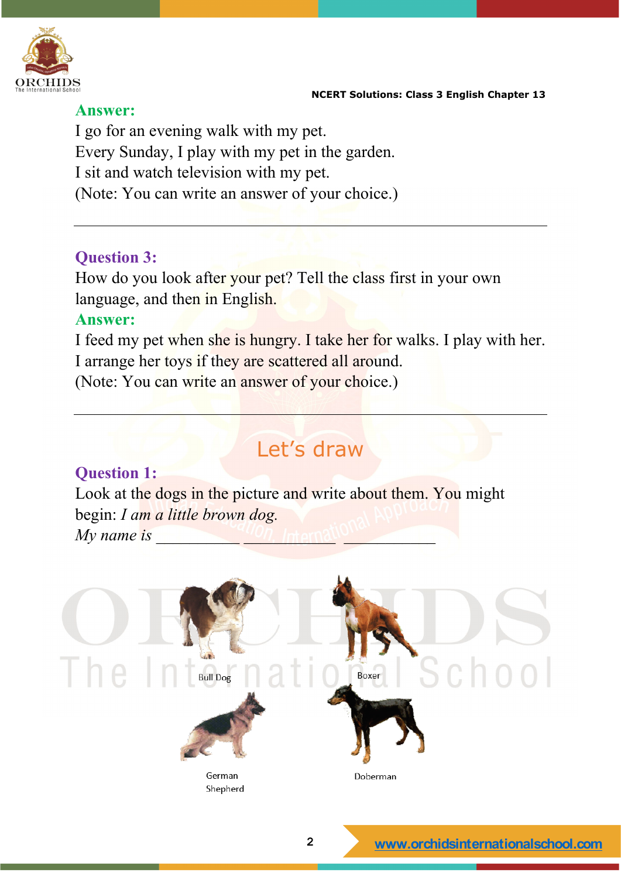**Answer:**

I go for an evening walk with my pet.
Every Sunday, I play with my pet in the garden.
I sit and watch television with my pet.
(Note: You can write an answer of your choice.)

---

**Question 3:**

How do you look after your pet? Tell the class first in your own language, and then in English.

**Answer:**

I feed my pet when she is hungry. I take her for walks. I play with her. I arrange her toys if they are scattered all around.
(Note: You can write an answer of your choice.)

---

## Let's draw

**Question 1:**

Look at the dogs in the picture and write about them. You might begin: *I am a little brown dog.*

*My name is* __________ __________ __________

Bull Dog

Boxer

German Shepherd

Doberman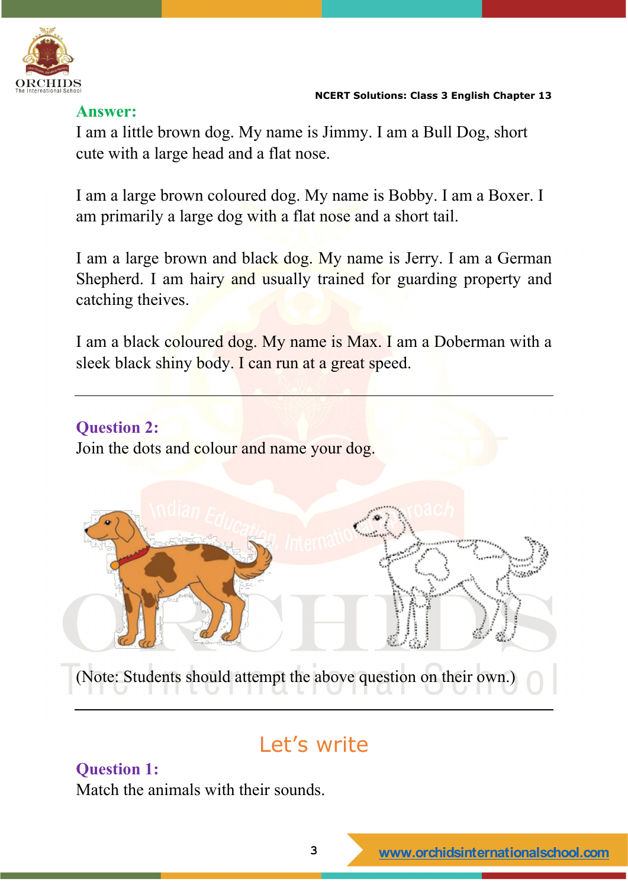**Answer:**

I am a little brown dog. My name is Jimmy. I am a Bull Dog, short cute with a large head and a flat nose.

I am a large brown coloured dog. My name is Bobby. I am a Boxer. I am primarily a large dog with a flat nose and a short tail.

I am a large brown and black dog. My name is Jerry. I am a German Shepherd. I am hairy and usually trained for guarding property and catching theives.

I am a black coloured dog. My name is Max. I am a Doberman with a sleek black shiny body. I can run at a great speed.

---

**Question 2:**

Join the dots and colour and name your dog.

(Note: Students should attempt the above question on their own.)

---

## Let's write

**Question 1:**

Match the animals with their sounds.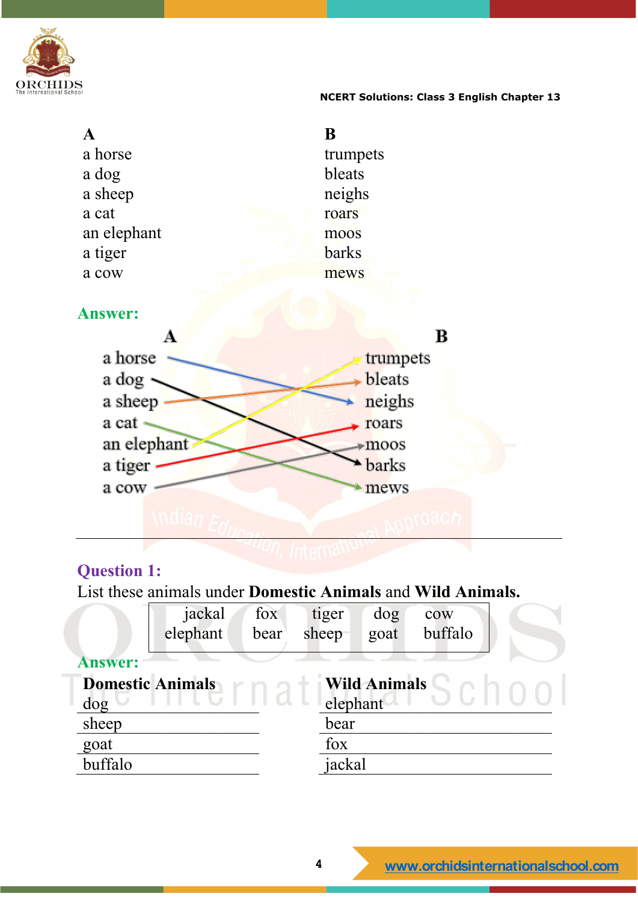| A | B |
|---|---|
| a horse | trumpets |
| a dog | bleats |
| a sheep | neighs |
| a cat | roars |
| an elephant | moos |
| a tiger | barks |
| a cow | mews |

**Answer:**

| A | B |
|---|---|
| a horse | neighs |
| a dog | barks |
| a sheep | bleats |
| a cat | mews |
| an elephant | trumpets |
| a tiger | roars |
| a cow | moos |

---

**Question 1:**

List these animals under **Domestic Animals** and **Wild Animals.**

| | | | | |
|---|---|---|---|---|
| jackal | fox | tiger | dog | cow |
| elephant | bear | sheep | goat | buffalo |

**Answer:**

| Domestic Animals | Wild Animals |
|---|---|
| dog | elephant |
| sheep | bear |
| goat | fox |
| buffalo | jackal |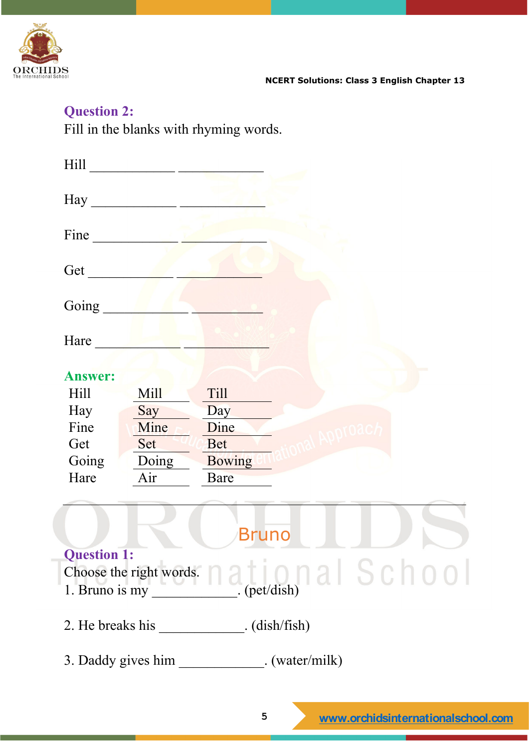**Question 2:**

Fill in the blanks with rhyming words.

Hill ____________ ____________

Hay ____________ ____________

Fine ____________ ____________

Get ____________ ____________

Going ____________ ____________

Hare ____________ ____________

**Answer:**

| | | |
|---|---|---|
| Hill | Mill | Till |
| Hay | Say | Day |
| Fine | Mine | Dine |
| Get | Set | Bet |
| Going | Doing | Bowing |
| Hare | Air | Bare |

---

## Bruno

**Question 1:**

Choose the right words.

1. Bruno is my ____________. (pet/dish)

2. He breaks his ____________. (dish/fish)

3. Daddy gives him ____________. (water/milk)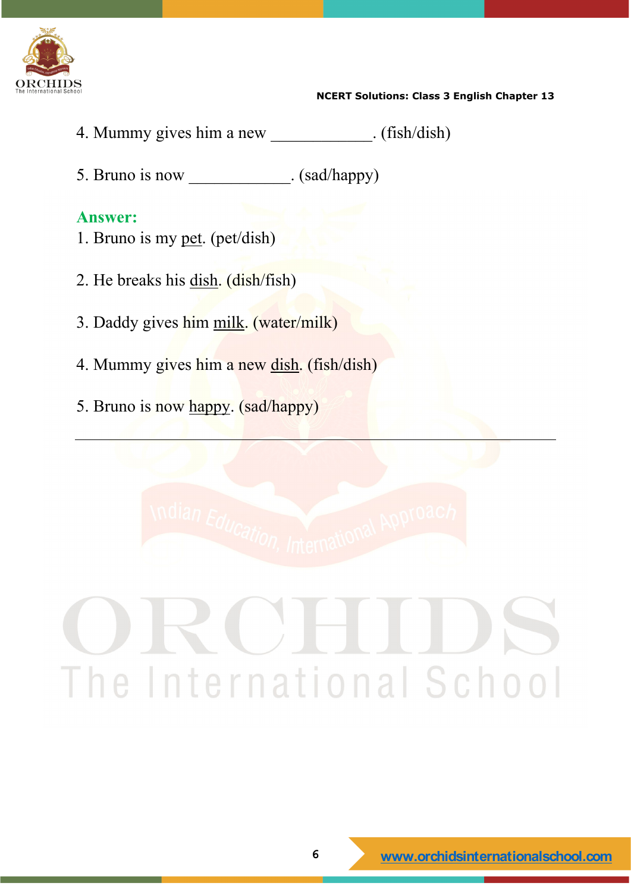4. Mummy gives him a new ____________. (fish/dish)

5. Bruno is now ____________. (sad/happy)

**Answer:**

1. Bruno is my pet. (pet/dish)

2. He breaks his dish. (dish/fish)

3. Daddy gives him milk. (water/milk)

4. Mummy gives him a new dish. (fish/dish)

5. Bruno is now happy. (sad/happy)